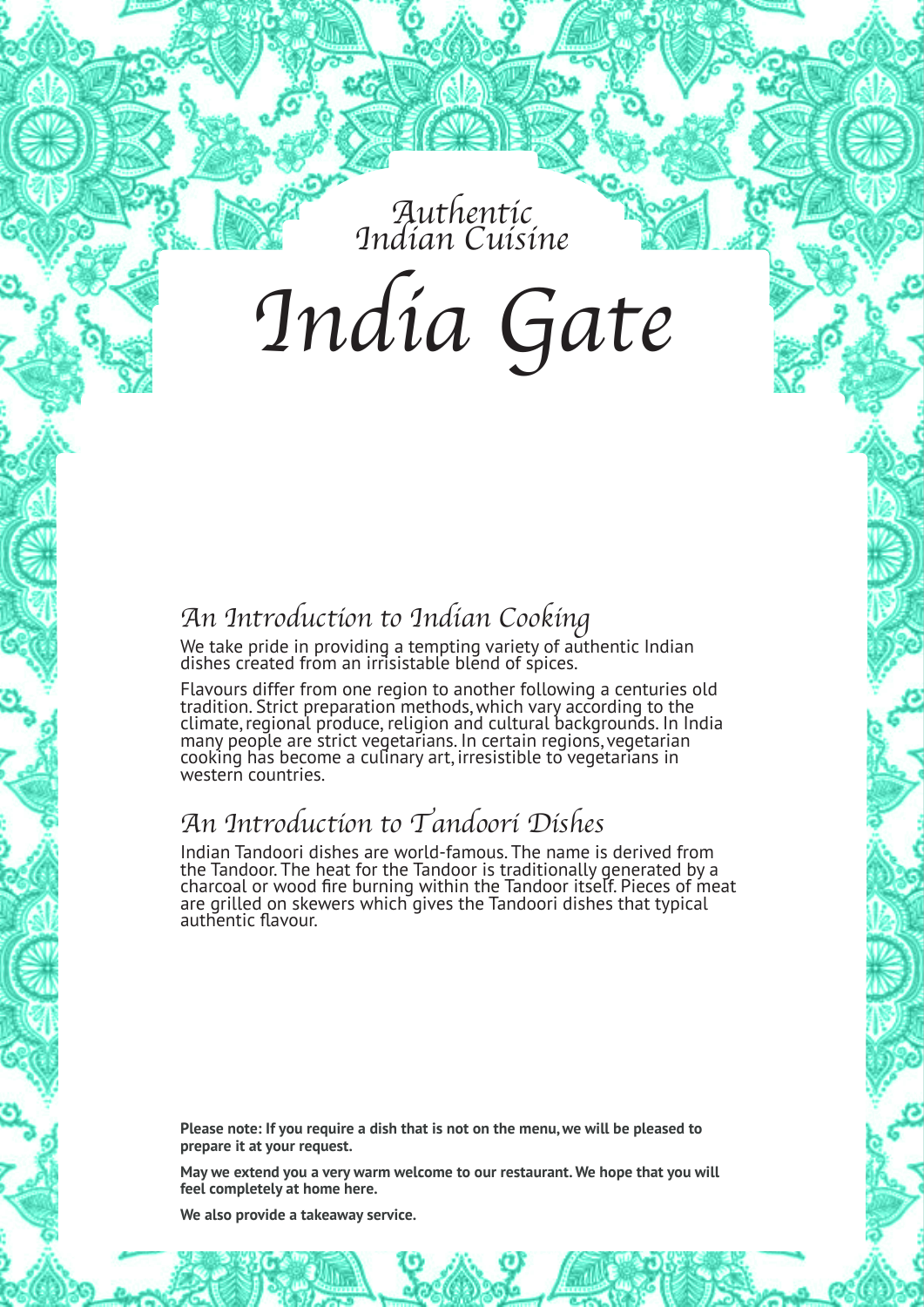Authentic
Indian Cuisine

# India Gate

## An Introduction to Indian Cooking

We take pride in providing a tempting variety of authentic Indian dishes created from an irrisistable blend of spices.

Flavours differ from one region to another following a centuries old tradition. Strict preparation methods, which vary according to the climate, regional produce, religion and cultural backgrounds. In India many people are strict vegetarians. In certain regions, vegetarian cooking has become a culinary art, irresistible to vegetarians in western countries.

## An Introduction to Tandoori Dishes

Indian Tandoori dishes are world-famous. The name is derived from the Tandoor. The heat for the Tandoor is traditionally generated by a charcoal or wood fire burning within the Tandoor itself. Pieces of meat are grilled on skewers which gives the Tandoori dishes that typical authentic flavour.

**Please note: If you require a dish that is not on the menu, we will be pleased to prepare it at your request.**

**May we extend you a very warm welcome to our restaurant. We hope that you will feel completely at home here.**

**We also provide a takeaway service.**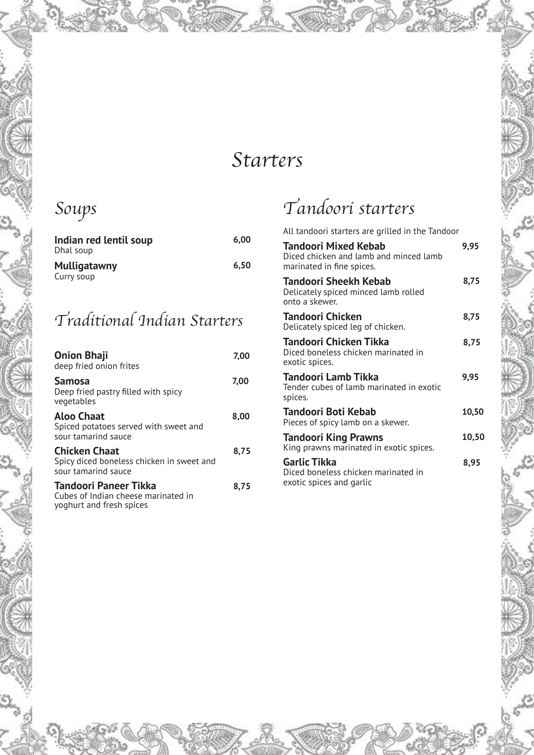# Starters

## Soups

**Indian red lentil soup** 6,00
Dhal soup

**Mulligatawny** 6,50
Curry soup

## Traditional Indian Starters

**Onion Bhaji** 7,00
deep fried onion frites

**Samosa** 7,00
Deep fried pastry filled with spicy vegetables

**Aloo Chaat** 8,00
Spiced potatoes served with sweet and sour tamarind sauce

**Chicken Chaat** 8,75
Spicy diced boneless chicken in sweet and sour tamarind sauce

**Tandoori Paneer Tikka** 8,75
Cubes of Indian cheese marinated in yoghurt and fresh spices

## Tandoori starters

All tandoori starters are grilled in the Tandoor

**Tandoori Mixed Kebab** 9,95
Diced chicken and lamb and minced lamb marinated in fine spices.

**Tandoori Sheekh Kebab** 8,75
Delicately spiced minced lamb rolled onto a skewer.

**Tandoori Chicken** 8,75
Delicately spiced leg of chicken.

**Tandoori Chicken Tikka** 8,75
Diced boneless chicken marinated in exotic spices.

**Tandoori Lamb Tikka** 9,95
Tender cubes of lamb marinated in exotic spices.

**Tandoori Boti Kebab** 10,50
Pieces of spicy lamb on a skewer.

**Tandoori King Prawns** 10,50
King prawns marinated in exotic spices.

**Garlic Tikka** 8,95
Diced boneless chicken marinated in exotic spices and garlic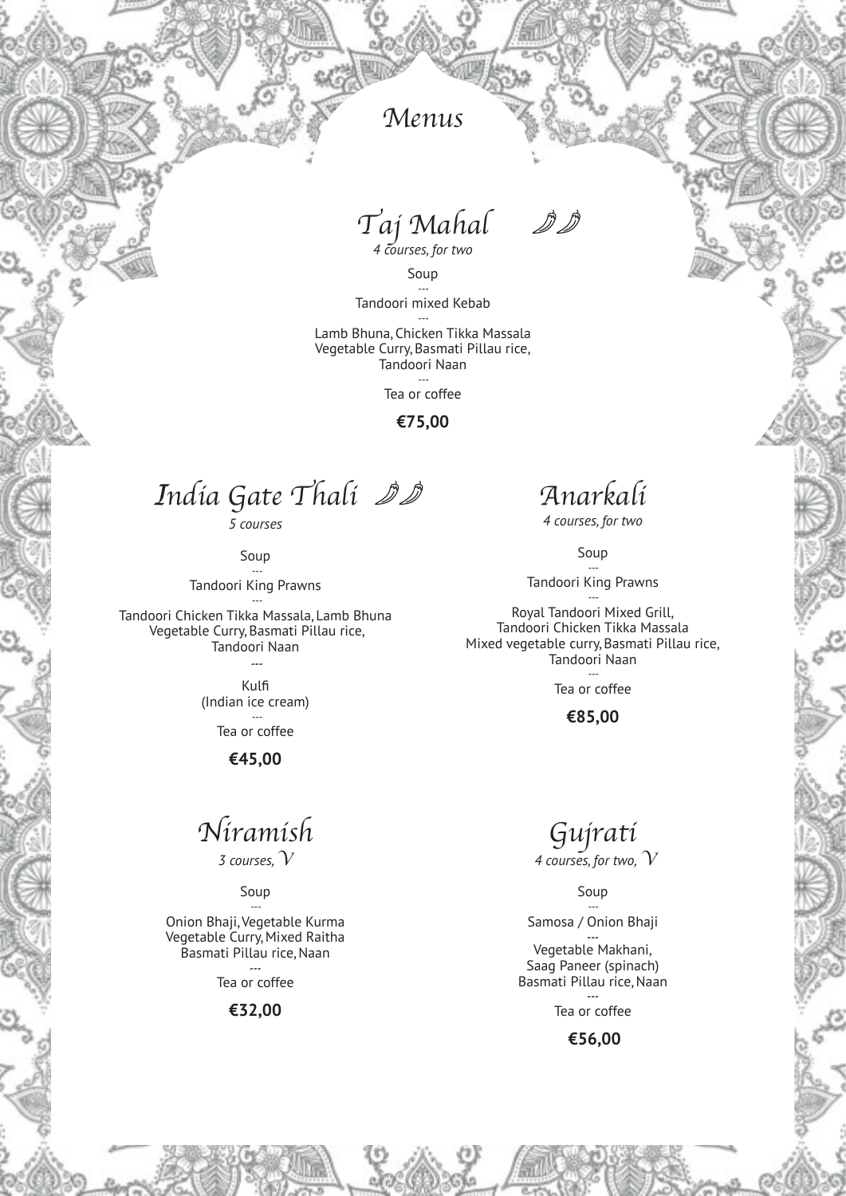# Menus

## Taj Mahal 🌶🌶

*4 courses, for two*

Soup
---
Tandoori mixed Kebab
---
Lamb Bhuna, Chicken Tikka Massala
Vegetable Curry, Basmati Pillau rice,
Tandoori Naan
---
Tea or coffee

**€75,00**

## India Gate Thali 🌶🌶

*5 courses*

Soup
---
Tandoori King Prawns
---
Tandoori Chicken Tikka Massala, Lamb Bhuna
Vegetable Curry, Basmati Pillau rice,
Tandoori Naan
---
Kulfi
(Indian ice cream)
---
Tea or coffee

**€45,00**

## Anarkali

*4 courses, for two*

Soup
---
Tandoori King Prawns
---
Royal Tandoori Mixed Grill,
Tandoori Chicken Tikka Massala
Mixed vegetable curry, Basmati Pillau rice,
Tandoori Naan
---
Tea or coffee

**€85,00**

## Niramish

*3 courses, V*

Soup
---
Onion Bhaji, Vegetable Kurma
Vegetable Curry, Mixed Raitha
Basmati Pillau rice, Naan
---
Tea or coffee

**€32,00**

## Gujrati

*4 courses, for two, V*

Soup
---
Samosa / Onion Bhaji
---
Vegetable Makhani,
Saag Paneer (spinach)
Basmati Pillau rice, Naan
---
Tea or coffee

**€56,00**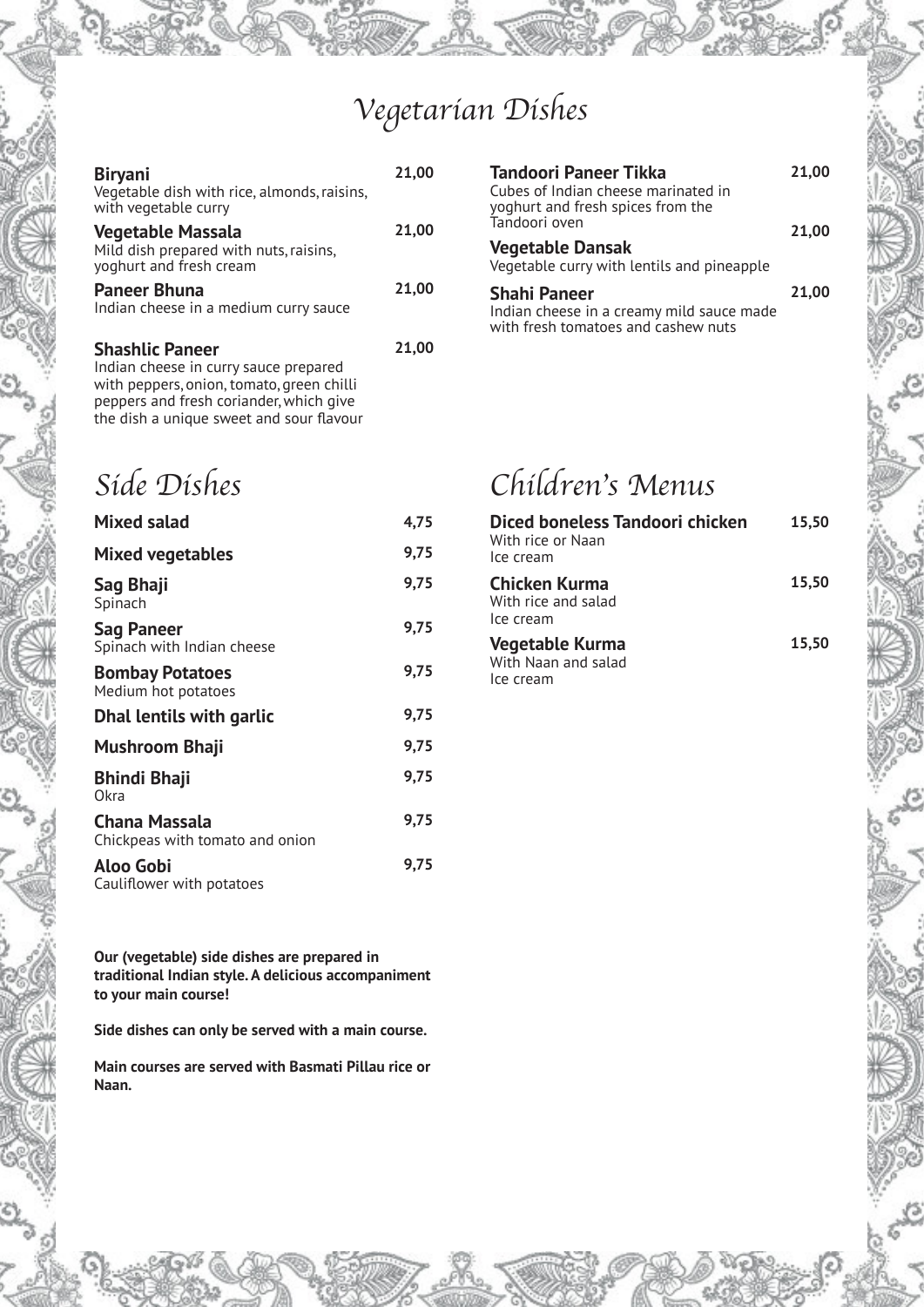# Vegetarian Dishes

**Biryani** 21,00
Vegetable dish with rice, almonds, raisins, with vegetable curry

**Vegetable Massala** 21,00
Mild dish prepared with nuts, raisins, yoghurt and fresh cream

**Paneer Bhuna** 21,00
Indian cheese in a medium curry sauce

**Shashlic Paneer** 21,00
Indian cheese in curry sauce prepared with peppers, onion, tomato, green chilli peppers and fresh coriander, which give the dish a unique sweet and sour flavour

**Tandoori Paneer Tikka** 21,00
Cubes of Indian cheese marinated in yoghurt and fresh spices from the Tandoori oven

**Vegetable Dansak** 21,00
Vegetable curry with lentils and pineapple

**Shahi Paneer** 21,00
Indian cheese in a creamy mild sauce made with fresh tomatoes and cashew nuts

# Side Dishes

**Mixed salad** 4,75

**Mixed vegetables** 9,75

**Sag Bhaji** 9,75
Spinach

**Sag Paneer** 9,75
Spinach with Indian cheese

**Bombay Potatoes** 9,75
Medium hot potatoes

**Dhal lentils with garlic** 9,75

**Mushroom Bhaji** 9,75

**Bhindi Bhaji** 9,75
Okra

**Chana Massala** 9,75
Chickpeas with tomato and onion

**Aloo Gobi** 9,75
Cauliflower with potatoes

**Our (vegetable) side dishes are prepared in traditional Indian style. A delicious accompaniment to your main course!**

**Side dishes can only be served with a main course.**

**Main courses are served with Basmati Pillau rice or Naan.**

# Children's Menus

**Diced boneless Tandoori chicken** 15,50
With rice or Naan
Ice cream

**Chicken Kurma** 15,50
With rice and salad
Ice cream

**Vegetable Kurma** 15,50
With Naan and salad
Ice cream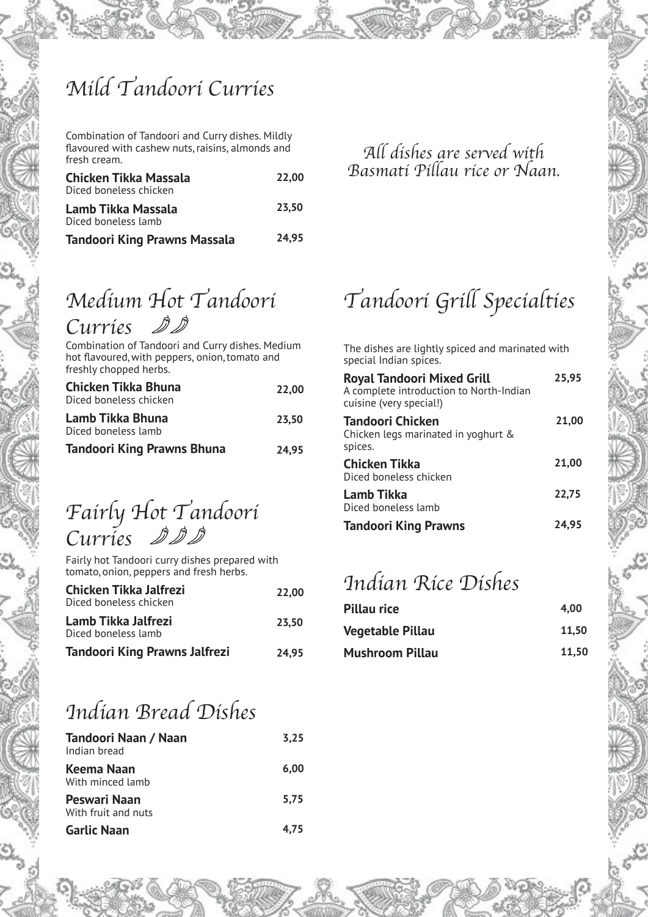## Mild Tandoori Curries

Combination of Tandoori and Curry dishes. Mildly flavoured with cashew nuts, raisins, almonds and fresh cream.

| Dish | Price |
|---|---|
| **Chicken Tikka Massala** Diced boneless chicken | 22,00 |
| **Lamb Tikka Massala** Diced boneless lamb | 23,50 |
| **Tandoori King Prawns Massala** | 24,95 |

## Medium Hot Tandoori Curries 🌶🌶

Combination of Tandoori and Curry dishes. Medium hot flavoured, with peppers, onion, tomato and freshly chopped herbs.

| Dish | Price |
|---|---|
| **Chicken Tikka Bhuna** Diced boneless chicken | 22,00 |
| **Lamb Tikka Bhuna** Diced boneless lamb | 23,50 |
| **Tandoori King Prawns Bhuna** | 24,95 |

## Fairly Hot Tandoori Curries 🌶🌶🌶

Fairly hot Tandoori curry dishes prepared with tomato, onion, peppers and fresh herbs.

| Dish | Price |
|---|---|
| **Chicken Tikka Jalfrezi** Diced boneless chicken | 22,00 |
| **Lamb Tikka Jalfrezi** Diced boneless lamb | 23,50 |
| **Tandoori King Prawns Jalfrezi** | 24,95 |

## Indian Bread Dishes

| Dish | Price |
|---|---|
| **Tandoori Naan / Naan** Indian bread | 3,25 |
| **Keema Naan** With minced lamb | 6,00 |
| **Peswari Naan** With fruit and nuts | 5,75 |
| **Garlic Naan** | 4,75 |

*All dishes are served with Basmati Pillau rice or Naan.*

## Tandoori Grill Specialties

The dishes are lightly spiced and marinated with special Indian spices.

| Dish | Price |
|---|---|
| **Royal Tandoori Mixed Grill** A complete introduction to North-Indian cuisine (very special!) | 25,95 |
| **Tandoori Chicken** Chicken legs marinated in yoghurt & spices. | 21,00 |
| **Chicken Tikka** Diced boneless chicken | 21,00 |
| **Lamb Tikka** Diced boneless lamb | 22,75 |
| **Tandoori King Prawns** | 24,95 |

## Indian Rice Dishes

| Dish | Price |
|---|---|
| **Pillau rice** | 4,00 |
| **Vegetable Pillau** | 11,50 |
| **Mushroom Pillau** | 11,50 |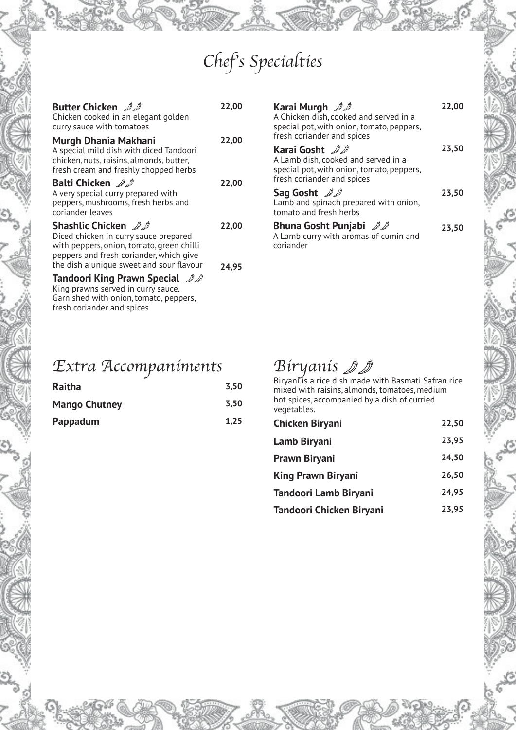# Chef's Specialties

**Butter Chicken** 🌶🌶 — 22,00
Chicken cooked in an elegant golden curry sauce with tomatoes

**Murgh Dhania Makhani** — 22,00
A special mild dish with diced Tandoori chicken, nuts, raisins, almonds, butter, fresh cream and freshly chopped herbs

**Balti Chicken** 🌶🌶 — 22,00
A very special curry prepared with peppers, mushrooms, fresh herbs and coriander leaves

**Shashlic Chicken** 🌶🌶 — 22,00
Diced chicken in curry sauce prepared with peppers, onion, tomato, green chilli peppers and fresh coriander, which give the dish a unique sweet and sour flavour

**Tandoori King Prawn Special** 🌶🌶 — 24,95
King prawns served in curry sauce. Garnished with onion, tomato, peppers, fresh coriander and spices

**Karai Murgh** 🌶🌶 — 22,00
A Chicken dish, cooked and served in a special pot, with onion, tomato, peppers, fresh coriander and spices

**Karai Gosht** 🌶🌶 — 23,50
A Lamb dish, cooked and served in a special pot, with onion, tomato, peppers, fresh coriander and spices

**Sag Gosht** 🌶🌶 — 23,50
Lamb and spinach prepared with onion, tomato and fresh herbs

**Bhuna Gosht Punjabi** 🌶🌶 — 23,50
A Lamb curry with aromas of cumin and coriander

## Extra Accompaniments

| Item | Price |
|---|---|
| **Raitha** | 3,50 |
| **Mango Chutney** | 3,50 |
| **Pappadum** | 1,25 |

## Biryanis 🌶🌶

Biryani is a rice dish made with Basmati Safran rice mixed with raisins, almonds, tomatoes, medium hot spices, accompanied by a dish of curried vegetables.

| Item | Price |
|---|---|
| **Chicken Biryani** | 22,50 |
| **Lamb Biryani** | 23,95 |
| **Prawn Biryani** | 24,50 |
| **King Prawn Biryani** | 26,50 |
| **Tandoori Lamb Biryani** | 24,95 |
| **Tandoori Chicken Biryani** | 23,95 |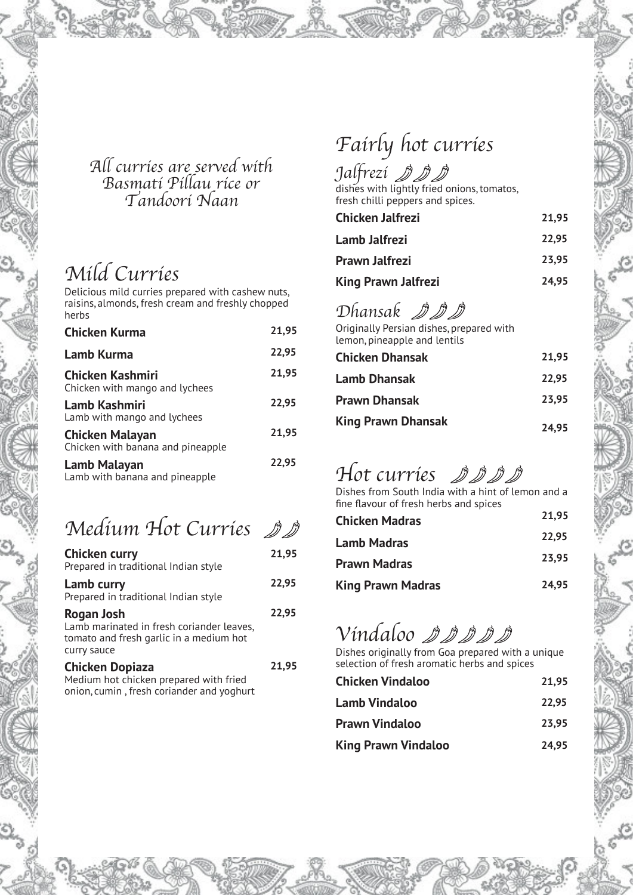*All curries are served with Basmati Pillau rice or Tandoori Naan*

## Mild Curries

Delicious mild curries prepared with cashew nuts, raisins, almonds, fresh cream and freshly chopped herbs

| Dish | Price |
|---|---|
| **Chicken Kurma** | 21,95 |
| **Lamb Kurma** | 22,95 |
| **Chicken Kashmiri**<br>Chicken with mango and lychees | 21,95 |
| **Lamb Kashmiri**<br>Lamb with mango and lychees | 22,95 |
| **Chicken Malayan**<br>Chicken with banana and pineapple | 21,95 |
| **Lamb Malayan**<br>Lamb with banana and pineapple | 22,95 |

## Medium Hot Curries 🌶🌶

| Dish | Price |
|---|---|
| **Chicken curry**<br>Prepared in traditional Indian style | 21,95 |
| **Lamb curry**<br>Prepared in traditional Indian style | 22,95 |
| **Rogan Josh**<br>Lamb marinated in fresh coriander leaves, tomato and fresh garlic in a medium hot curry sauce | 22,95 |
| **Chicken Dopiaza**<br>Medium hot chicken prepared with fried onion, cumin , fresh coriander and yoghurt | 21,95 |

## Fairly hot curries

### Jalfrezi 🌶🌶🌶

dishes with lightly fried onions, tomatos, fresh chilli peppers and spices.

| Dish | Price |
|---|---|
| **Chicken Jalfrezi** | 21,95 |
| **Lamb Jalfrezi** | 22,95 |
| **Prawn Jalfrezi** | 23,95 |
| **King Prawn Jalfrezi** | 24,95 |

### Dhansak 🌶🌶🌶

Originally Persian dishes, prepared with lemon, pineapple and lentils

| Dish | Price |
|---|---|
| **Chicken Dhansak** | 21,95 |
| **Lamb Dhansak** | 22,95 |
| **Prawn Dhansak** | 23,95 |
| **King Prawn Dhansak** | 24,95 |

## Hot curries 🌶🌶🌶🌶

Dishes from South India with a hint of lemon and a fine flavour of fresh herbs and spices

| Dish | Price |
|---|---|
| **Chicken Madras** | 21,95 |
| **Lamb Madras** | 22,95 |
| **Prawn Madras** | 23,95 |
| **King Prawn Madras** | 24,95 |

## Vindaloo 🌶🌶🌶🌶🌶

Dishes originally from Goa prepared with a unique selection of fresh aromatic herbs and spices

| Dish | Price |
|---|---|
| **Chicken Vindaloo** | 21,95 |
| **Lamb Vindaloo** | 22,95 |
| **Prawn Vindaloo** | 23,95 |
| **King Prawn Vindaloo** | 24,95 |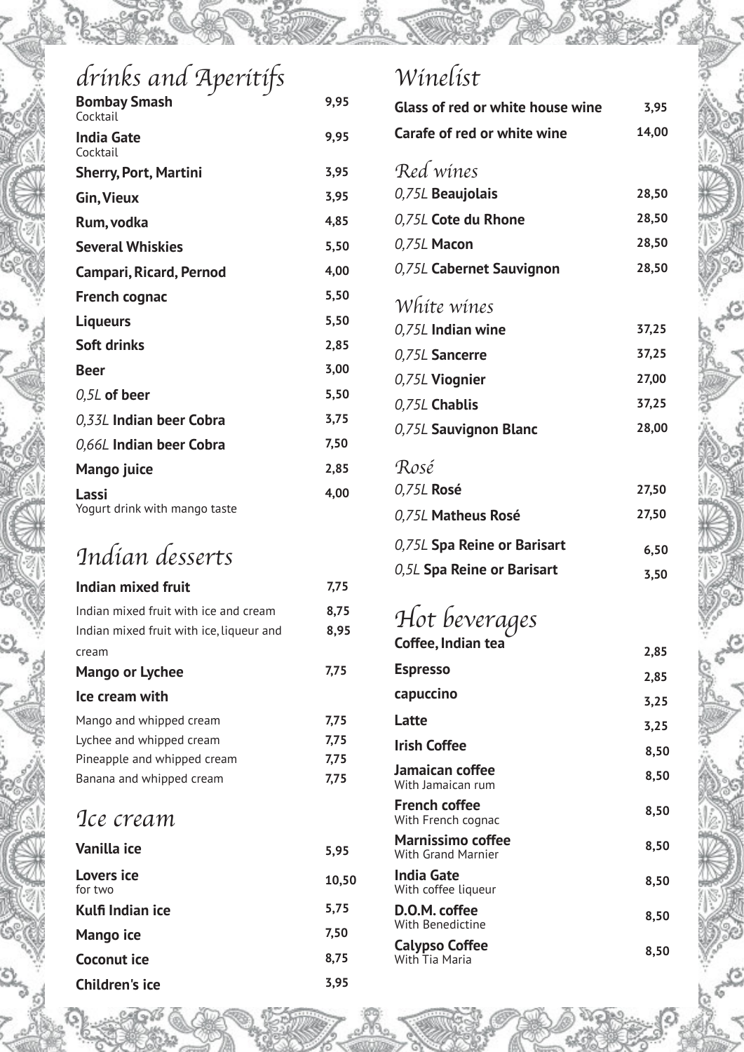## drinks and Aperitifs

| | |
|---|---|
| **Bombay Smash**<br>Cocktail | 9,95 |
| **India Gate**<br>Cocktail | 9,95 |
| **Sherry, Port, Martini** | 3,95 |
| **Gin, Vieux** | 3,95 |
| **Rum, vodka** | 4,85 |
| **Several Whiskies** | 5,50 |
| **Campari, Ricard, Pernod** | 4,00 |
| **French cognac** | 5,50 |
| **Liqueurs** | 5,50 |
| **Soft drinks** | 2,85 |
| **Beer** | 3,00 |
| *0,5L* **of beer** | 5,50 |
| *0,33L* **Indian beer Cobra** | 3,75 |
| *0,66L* **Indian beer Cobra** | 7,50 |
| **Mango juice** | 2,85 |
| **Lassi**<br>Yogurt drink with mango taste | 4,00 |

## Indian desserts

| | |
|---|---|
| **Indian mixed fruit** | 7,75 |
| Indian mixed fruit with ice and cream | 8,75 |
| Indian mixed fruit with ice, liqueur and cream | 8,95 |
| **Mango or Lychee** | 7,75 |
| **Ice cream with** | |
| Mango and whipped cream | 7,75 |
| Lychee and whipped cream | 7,75 |
| Pineapple and whipped cream | 7,75 |
| Banana and whipped cream | 7,75 |

## Ice cream

| | |
|---|---|
| **Vanilla ice** | 5,95 |
| **Lovers ice**<br>for two | 10,50 |
| **Kulfi Indian ice** | 5,75 |
| **Mango ice** | 7,50 |
| **Coconut ice** | 8,75 |
| **Children's ice** | 3,95 |

## Winelist

| | |
|---|---|
| **Glass of red or white house wine** | 3,95 |
| **Carafe of red or white wine** | 14,00 |

### Red wines

| | |
|---|---|
| *0,75L* **Beaujolais** | 28,50 |
| *0,75L* **Cote du Rhone** | 28,50 |
| *0,75L* **Macon** | 28,50 |
| *0,75L* **Cabernet Sauvignon** | 28,50 |

### White wines

| | |
|---|---|
| *0,75L* **Indian wine** | 37,25 |
| *0,75L* **Sancerre** | 37,25 |
| *0,75L* **Viognier** | 27,00 |
| *0,75L* **Chablis** | 37,25 |
| *0,75L* **Sauvignon Blanc** | 28,00 |

### Rosé

| | |
|---|---|
| *0,75L* **Rosé** | 27,50 |
| *0,75L* **Matheus Rosé** | 27,50 |
| *0,75L* **Spa Reine or Barisart** | 6,50 |
| *0,5L* **Spa Reine or Barisart** | 3,50 |

## Hot beverages

| | |
|---|---|
| **Coffee, Indian tea** | 2,85 |
| **Espresso** | 2,85 |
| **capuccino** | 3,25 |
| **Latte** | 3,25 |
| **Irish Coffee** | 8,50 |
| **Jamaican coffee**<br>With Jamaican rum | 8,50 |
| **French coffee**<br>With French cognac | 8,50 |
| **Marnissimo coffee**<br>With Grand Marnier | 8,50 |
| **India Gate**<br>With coffee liqueur | 8,50 |
| **D.O.M. coffee**<br>With Benedictine | 8,50 |
| **Calypso Coffee**<br>With Tia Maria | 8,50 |